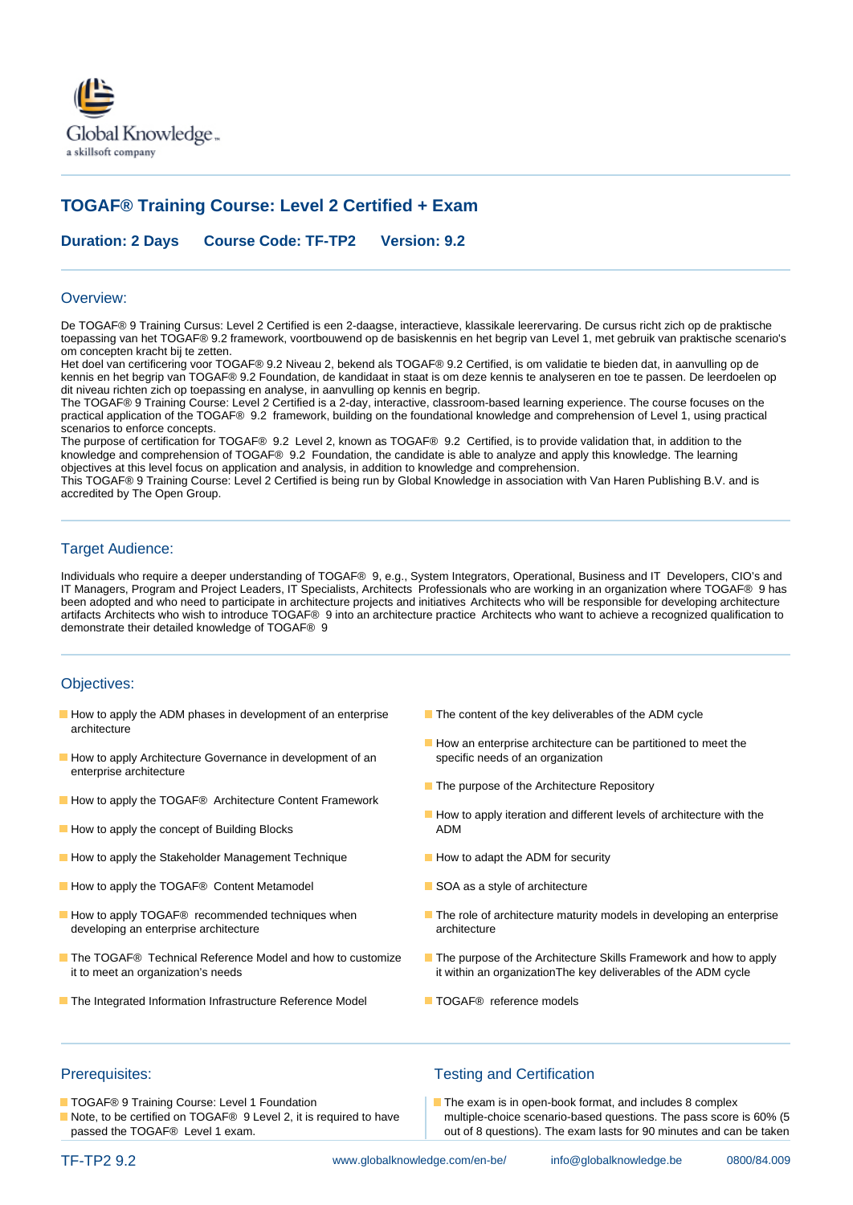# TOGAF® Training Course: Level 2 Certified + Exam

**Duration: 2 Days    Course Code: TF-TP2    Version: 9.2**

## Overview:

De TOGAF® 9 Training Cursus: Level 2 Certified is een 2-daagse, interactieve, klassikale leerervaring. De cursus richt zich op de praktische toepassing van het TOGAF® 9.2 framework, voortbouwend op de basiskennis en het begrip van Level 1, met gebruik van praktische scenario's om concepten kracht bij te zetten.
Het doel van certificering voor TOGAF® 9.2 Niveau 2, bekend als TOGAF® 9.2 Certified, is om validatie te bieden dat, in aanvulling op de kennis en het begrip van TOGAF® 9.2 Foundation, de kandidaat in staat is om deze kennis te analyseren en toe te passen. De leerdoelen op dit niveau richten zich op toepassing en analyse, in aanvulling op kennis en begrip.
The TOGAF® 9 Training Course: Level 2 Certified is a 2-day, interactive, classroom-based learning experience. The course focuses on the practical application of the TOGAF® 9.2 framework, building on the foundational knowledge and comprehension of Level 1, using practical scenarios to enforce concepts.
The purpose of certification for TOGAF® 9.2 Level 2, known as TOGAF® 9.2 Certified, is to provide validation that, in addition to the knowledge and comprehension of TOGAF® 9.2 Foundation, the candidate is able to analyze and apply this knowledge. The learning objectives at this level focus on application and analysis, in addition to knowledge and comprehension.
This TOGAF® 9 Training Course: Level 2 Certified is being run by Global Knowledge in association with Van Haren Publishing B.V. and is accredited by The Open Group.

## Target Audience:

Individuals who require a deeper understanding of TOGAF® 9, e.g., System Integrators, Operational, Business and IT Developers, CIO's and IT Managers, Program and Project Leaders, IT Specialists, Architects Professionals who are working in an organization where TOGAF® 9 has been adopted and who need to participate in architecture projects and initiatives Architects who will be responsible for developing architecture artifacts Architects who wish to introduce TOGAF® 9 into an architecture practice Architects who want to achieve a recognized qualification to demonstrate their detailed knowledge of TOGAF® 9

## Objectives:

- How to apply the ADM phases in development of an enterprise architecture
- How to apply Architecture Governance in development of an enterprise architecture
- How to apply the TOGAF® Architecture Content Framework
- How to apply the concept of Building Blocks
- How to apply the Stakeholder Management Technique
- How to apply the TOGAF® Content Metamodel
- How to apply TOGAF® recommended techniques when developing an enterprise architecture
- The TOGAF® Technical Reference Model and how to customize it to meet an organization's needs
- The Integrated Information Infrastructure Reference Model
- The content of the key deliverables of the ADM cycle
- How an enterprise architecture can be partitioned to meet the specific needs of an organization
- The purpose of the Architecture Repository
- How to apply iteration and different levels of architecture with the ADM
- How to adapt the ADM for security
- SOA as a style of architecture
- The role of architecture maturity models in developing an enterprise architecture
- The purpose of the Architecture Skills Framework and how to apply it within an organizationThe key deliverables of the ADM cycle
- TOGAF® reference models

## Prerequisites:

- TOGAF® 9 Training Course: Level 1 Foundation
- Note, to be certified on TOGAF® 9 Level 2, it is required to have passed the TOGAF® Level 1 exam.

## Testing and Certification

- The exam is in open-book format, and includes 8 complex multiple-choice scenario-based questions. The pass score is 60% (5 out of 8 questions). The exam lasts for 90 minutes and can be taken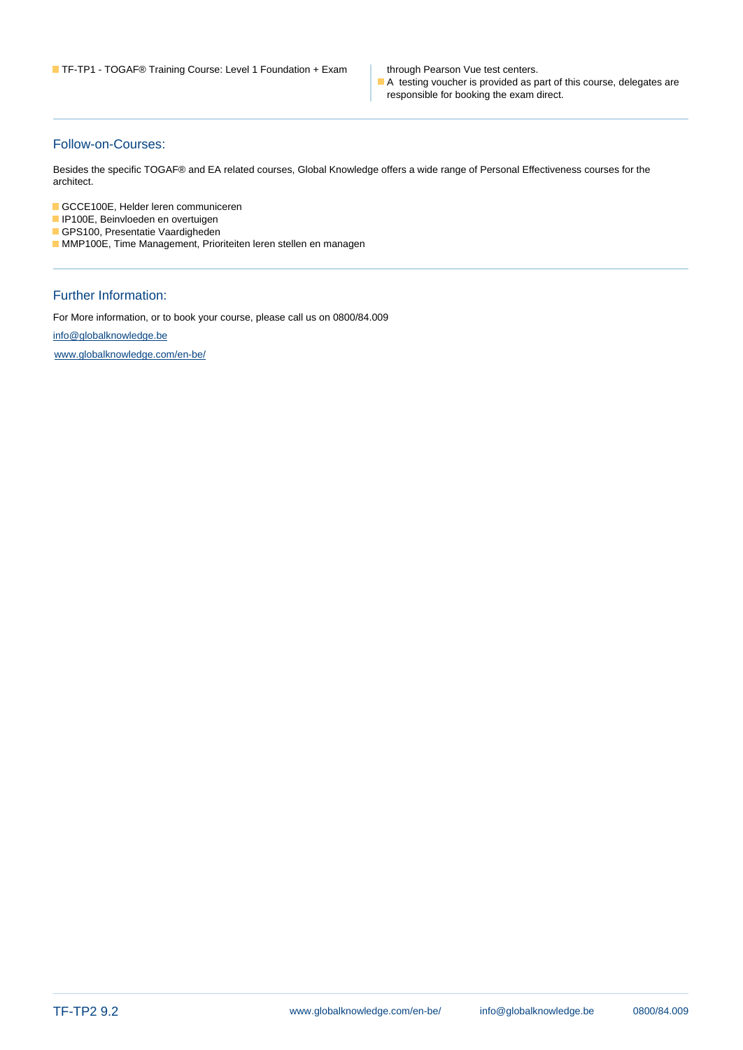- TF-TP1 - TOGAF® Training Course: Level 1 Foundation + Exam

through Pearson Vue test centers.

- A testing voucher is provided as part of this course, delegates are responsible for booking the exam direct.

## Follow-on-Courses:

Besides the specific TOGAF® and EA related courses, Global Knowledge offers a wide range of Personal Effectiveness courses for the architect.

- GCCE100E, Helder leren communiceren
- IP100E, Beinvloeden en overtuigen
- GPS100, Presentatie Vaardigheden
- MMP100E, Time Management, Prioriteiten leren stellen en managen

## Further Information:

For More information, or to book your course, please call us on 0800/84.009

info@globalknowledge.be

www.globalknowledge.com/en-be/